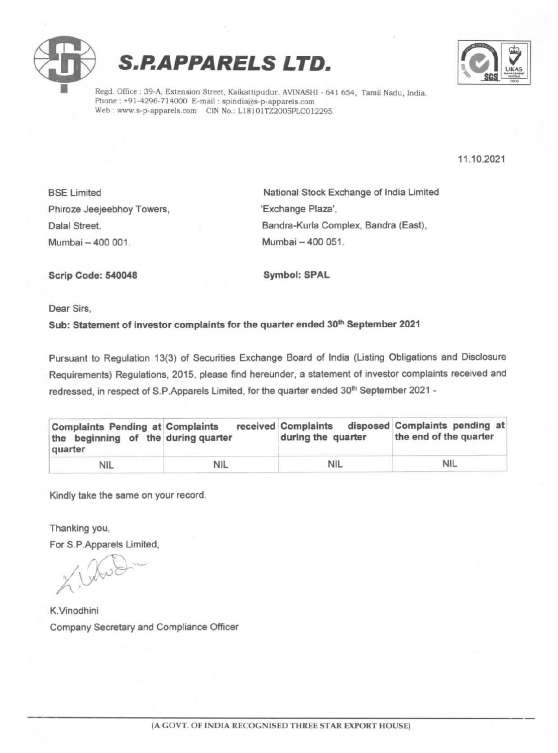# S.P.APPARELS LTD.

Regd. Office : 39-A, Extension Street, Kaikattipudur, AVINASHI - 641 654, Tamil Nadu, India.
Phone : +91-4296-714000 E-mail : spindia@s-p-apparels.com
Web : www.s-p-apparels.com CIN No.: L18101TZ2005PLC012295

11.10.2021

BSE Limited
Phiroze Jeejeebhoy Towers,
Dalal Street,
Mumbai – 400 001.

National Stock Exchange of India Limited
'Exchange Plaza',
Bandra-Kurla Complex, Bandra (East),
Mumbai – 400 051.

**Scrip Code: 540048**

**Symbol: SPAL**

Dear Sirs,

**Sub: Statement of investor complaints for the quarter ended 30th September 2021**

Pursuant to Regulation 13(3) of Securities Exchange Board of India (Listing Obligations and Disclosure Requirements) Regulations, 2015, please find hereunder, a statement of investor complaints received and redressed, in respect of S.P.Apparels Limited, for the quarter ended 30th September 2021 -

| Complaints Pending at the beginning of the quarter | Complaints received during quarter | Complaints disposed during the quarter | Complaints pending at the end of the quarter |
|---|---|---|---|
| NIL | NIL | NIL | NIL |

Kindly take the same on your record.

Thanking you,
For S.P.Apparels Limited,

K.Vinodhini
Company Secretary and Compliance Officer

(A GOVT. OF INDIA RECOGNISED THREE STAR EXPORT HOUSE)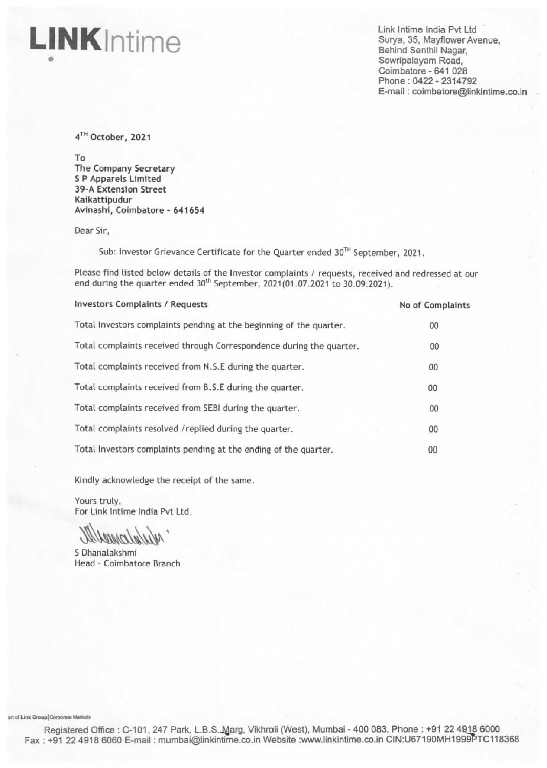**LINK**Intime

Link Intime India Pvt Ltd
Surya, 35, Mayflower Avenue,
Behind Senthil Nagar,
Sowripalayam Road,
Coimbatore - 641 028
Phone : 0422 - 2314792
E-mail : coimbatore@linkintime.co.in

4TH October, 2021

To
The Company Secretary
**S P Apparels Limited**
**39-A Extension Street**
**Kaikattipudur**
**Avinashi, Coimbatore - 641654**

Dear Sir,

Sub: Investor Grievance Certificate for the Quarter ended 30TH September, 2021.

Please find listed below details of the Investor complaints / requests, received and redressed at our end during the quarter ended 30th September, 2021(01.07.2021 to 30.09.2021).

| Investors Complaints / Requests | No of Complaints |
|---|---|
| Total Investors complaints pending at the beginning of the quarter. | 00 |
| Total complaints received through Correspondence during the quarter. | 00 |
| Total complaints received from N.S.E during the quarter. | 00 |
| Total complaints received from B.S.E during the quarter. | 00 |
| Total complaints received from SEBI during the quarter. | 00 |
| Total complaints resolved /replied during the quarter. | 00 |
| Total Investors complaints pending at the ending of the quarter. | 00 |

Kindly acknowledge the receipt of the same.

Yours truly,
For Link Intime India Pvt Ltd,

S Dhanalakshmi
Head - Coimbatore Branch

Part of Link Group | Corporate Markets

Registered Office : C-101, 247 Park, L.B.S. Marg, Vikhroli (West), Mumbai - 400 083. Phone : +91 22 4918 6000
Fax : +91 22 4918 6060 E-mail : mumbai@linkintime.co.in Website :www.linkintime.co.in CIN:U67190MH1999PTC118368